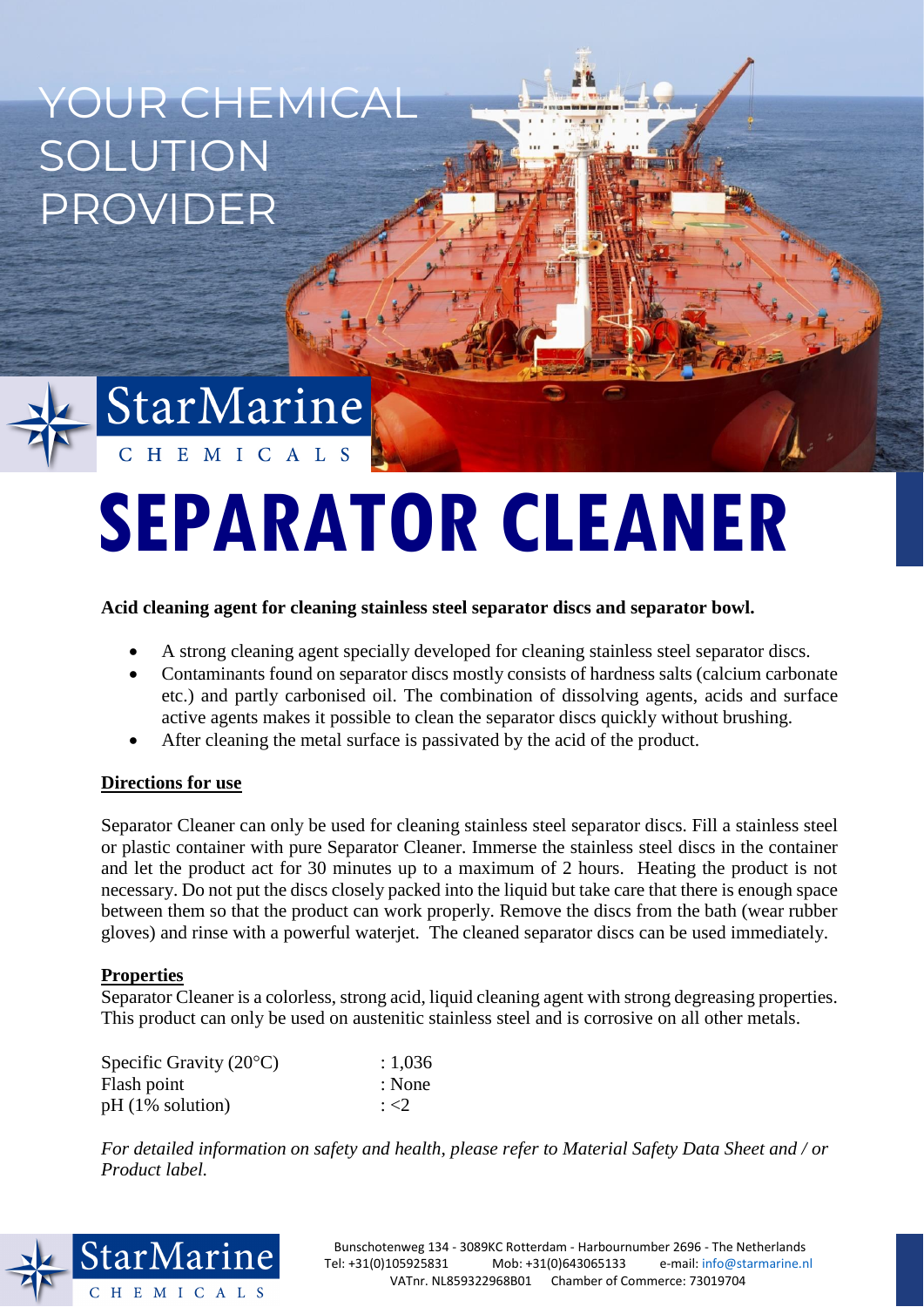YOUR CHEMICAL SOLUTION PROVIDER

StarMarine CHEMICALS

# SEPARATOR CLEANER

**Acid cleaning agent for cleaning stainless steel separator discs and separator bowl.**

- A strong cleaning agent specially developed for cleaning stainless steel separator discs.
- Contaminants found on separator discs mostly consists of hardness salts (calcium carbonate etc.) and partly carbonised oil. The combination of dissolving agents, acids and surface active agents makes it possible to clean the separator discs quickly without brushing.
- After cleaning the metal surface is passivated by the acid of the product.

## Directions for use

Separator Cleaner can only be used for cleaning stainless steel separator discs. Fill a stainless steel or plastic container with pure Separator Cleaner. Immerse the stainless steel discs in the container and let the product act for 30 minutes up to a maximum of 2 hours. Heating the product is not necessary. Do not put the discs closely packed into the liquid but take care that there is enough space between them so that the product can work properly. Remove the discs from the bath (wear rubber gloves) and rinse with a powerful waterjet. The cleaned separator discs can be used immediately.

## Properties

Separator Cleaner is a colorless, strong acid, liquid cleaning agent with strong degreasing properties. This product can only be used on austenitic stainless steel and is corrosive on all other metals.

| | |
|---|---|
| Specific Gravity (20°C) | : 1,036 |
| Flash point | : None |
| pH (1% solution) | : <2 |

*For detailed information on safety and health, please refer to Material Safety Data Sheet and / or Product label.*

Bunschotenweg 134 - 3089KC Rotterdam - Harbournumber 2696 - The Netherlands
Tel: +31(0)105925831 Mob: +31(0)643065133 e-mail: info@starmarine.nl
VATnr. NL859322968B01 Chamber of Commerce: 73019704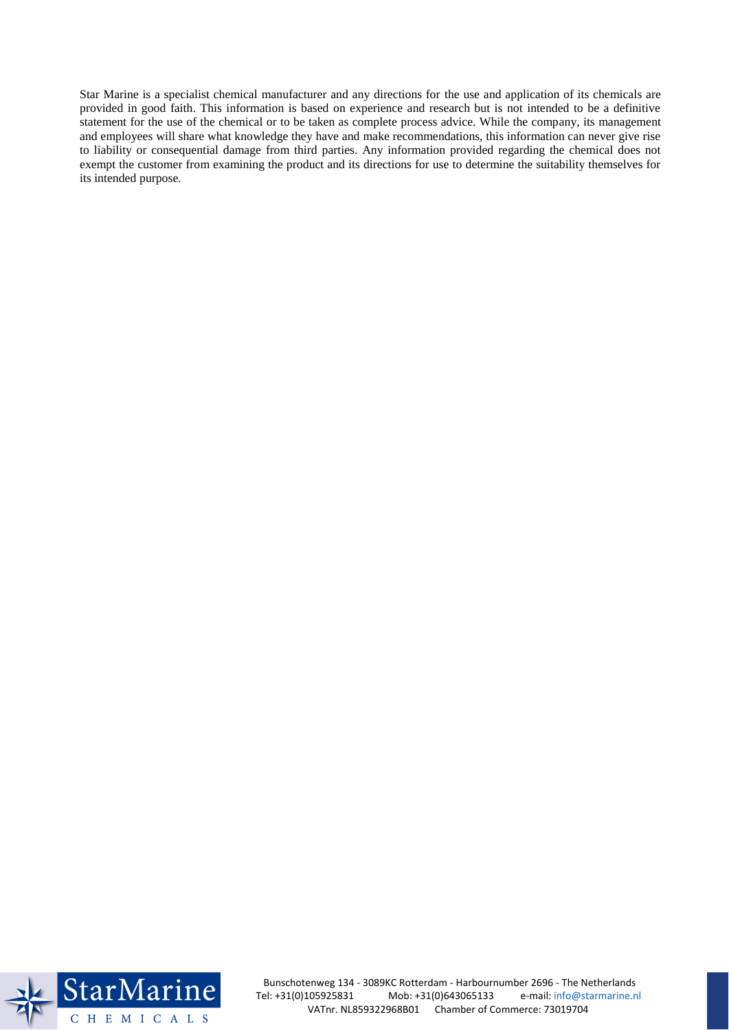Star Marine is a specialist chemical manufacturer and any directions for the use and application of its chemicals are provided in good faith. This information is based on experience and research but is not intended to be a definitive statement for the use of the chemical or to be taken as complete process advice. While the company, its management and employees will share what knowledge they have and make recommendations, this information can never give rise to liability or consequential damage from third parties. Any information provided regarding the chemical does not exempt the customer from examining the product and its directions for use to determine the suitability themselves for its intended purpose.